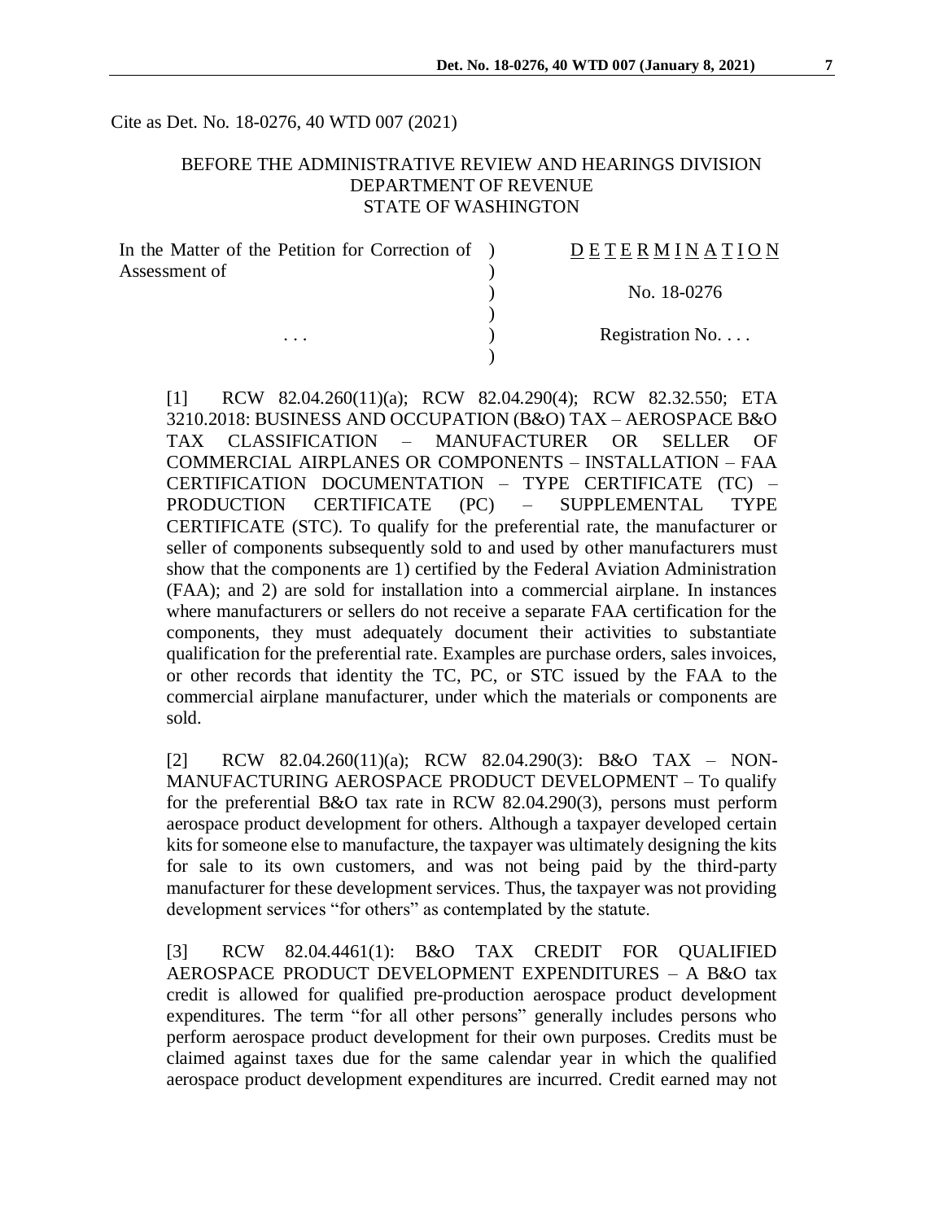Cite as Det. No. 18-0276, 40 WTD 007 (2021)

BEFORE THE ADMINISTRATIVE REVIEW AND HEARINGS DIVISION
DEPARTMENT OF REVENUE
STATE OF WASHINGTON

| | |
|---|---|
| In the Matter of the Petition for Correction of Assessment of | DETERMINATION |
| | No. 18-0276 |
| . . . | Registration No. . . . |

[1] RCW 82.04.260(11)(a); RCW 82.04.290(4); RCW 82.32.550; ETA 3210.2018: BUSINESS AND OCCUPATION (B&O) TAX – AEROSPACE B&O TAX CLASSIFICATION – MANUFACTURER OR SELLER OF COMMERCIAL AIRPLANES OR COMPONENTS – INSTALLATION – FAA CERTIFICATION DOCUMENTATION – TYPE CERTIFICATE (TC) – PRODUCTION CERTIFICATE (PC) – SUPPLEMENTAL TYPE CERTIFICATE (STC). To qualify for the preferential rate, the manufacturer or seller of components subsequently sold to and used by other manufacturers must show that the components are 1) certified by the Federal Aviation Administration (FAA); and 2) are sold for installation into a commercial airplane. In instances where manufacturers or sellers do not receive a separate FAA certification for the components, they must adequately document their activities to substantiate qualification for the preferential rate. Examples are purchase orders, sales invoices, or other records that identity the TC, PC, or STC issued by the FAA to the commercial airplane manufacturer, under which the materials or components are sold.

[2] RCW 82.04.260(11)(a); RCW 82.04.290(3): B&O TAX – NON-MANUFACTURING AEROSPACE PRODUCT DEVELOPMENT – To qualify for the preferential B&O tax rate in RCW 82.04.290(3), persons must perform aerospace product development for others. Although a taxpayer developed certain kits for someone else to manufacture, the taxpayer was ultimately designing the kits for sale to its own customers, and was not being paid by the third-party manufacturer for these development services. Thus, the taxpayer was not providing development services "for others" as contemplated by the statute.

[3] RCW 82.04.4461(1): B&O TAX CREDIT FOR QUALIFIED AEROSPACE PRODUCT DEVELOPMENT EXPENDITURES – A B&O tax credit is allowed for qualified pre-production aerospace product development expenditures. The term "for all other persons" generally includes persons who perform aerospace product development for their own purposes. Credits must be claimed against taxes due for the same calendar year in which the qualified aerospace product development expenditures are incurred. Credit earned may not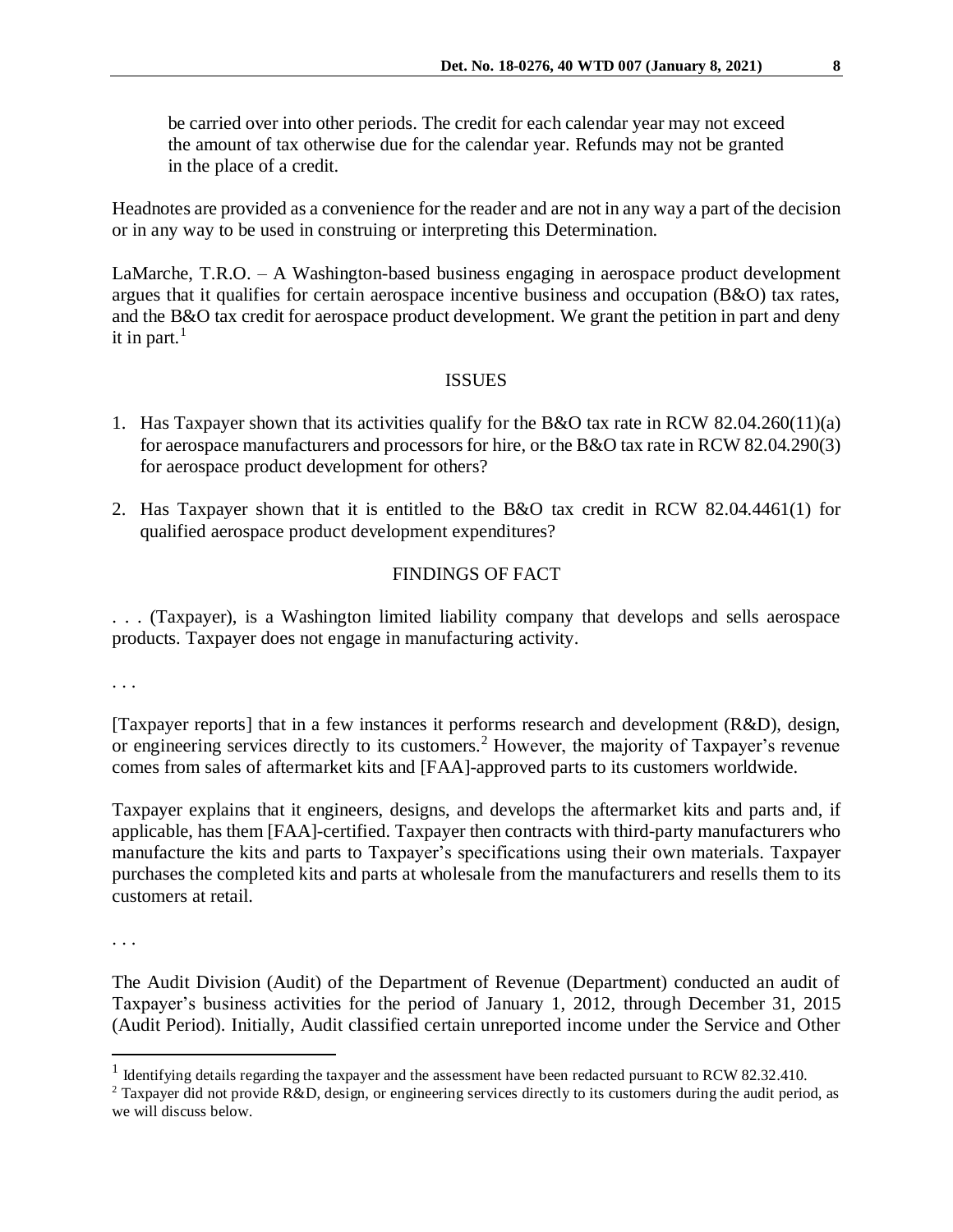be carried over into other periods. The credit for each calendar year may not exceed the amount of tax otherwise due for the calendar year. Refunds may not be granted in the place of a credit.

Headnotes are provided as a convenience for the reader and are not in any way a part of the decision or in any way to be used in construing or interpreting this Determination.

LaMarche, T.R.O. – A Washington-based business engaging in aerospace product development argues that it qualifies for certain aerospace incentive business and occupation (B&O) tax rates, and the B&O tax credit for aerospace product development. We grant the petition in part and deny it in part.[1]

## ISSUES

1. Has Taxpayer shown that its activities qualify for the B&O tax rate in RCW 82.04.260(11)(a) for aerospace manufacturers and processors for hire, or the B&O tax rate in RCW 82.04.290(3) for aerospace product development for others?

2. Has Taxpayer shown that it is entitled to the B&O tax credit in RCW 82.04.4461(1) for qualified aerospace product development expenditures?

## FINDINGS OF FACT

. . . (Taxpayer), is a Washington limited liability company that develops and sells aerospace products. Taxpayer does not engage in manufacturing activity.

. . .

[Taxpayer reports] that in a few instances it performs research and development (R&D), design, or engineering services directly to its customers.[2] However, the majority of Taxpayer's revenue comes from sales of aftermarket kits and [FAA]-approved parts to its customers worldwide.

Taxpayer explains that it engineers, designs, and develops the aftermarket kits and parts and, if applicable, has them [FAA]-certified. Taxpayer then contracts with third-party manufacturers who manufacture the kits and parts to Taxpayer's specifications using their own materials. Taxpayer purchases the completed kits and parts at wholesale from the manufacturers and resells them to its customers at retail.

. . .

The Audit Division (Audit) of the Department of Revenue (Department) conducted an audit of Taxpayer's business activities for the period of January 1, 2012, through December 31, 2015 (Audit Period). Initially, Audit classified certain unreported income under the Service and Other

---

[1] Identifying details regarding the taxpayer and the assessment have been redacted pursuant to RCW 82.32.410.

[2] Taxpayer did not provide R&D, design, or engineering services directly to its customers during the audit period, as we will discuss below.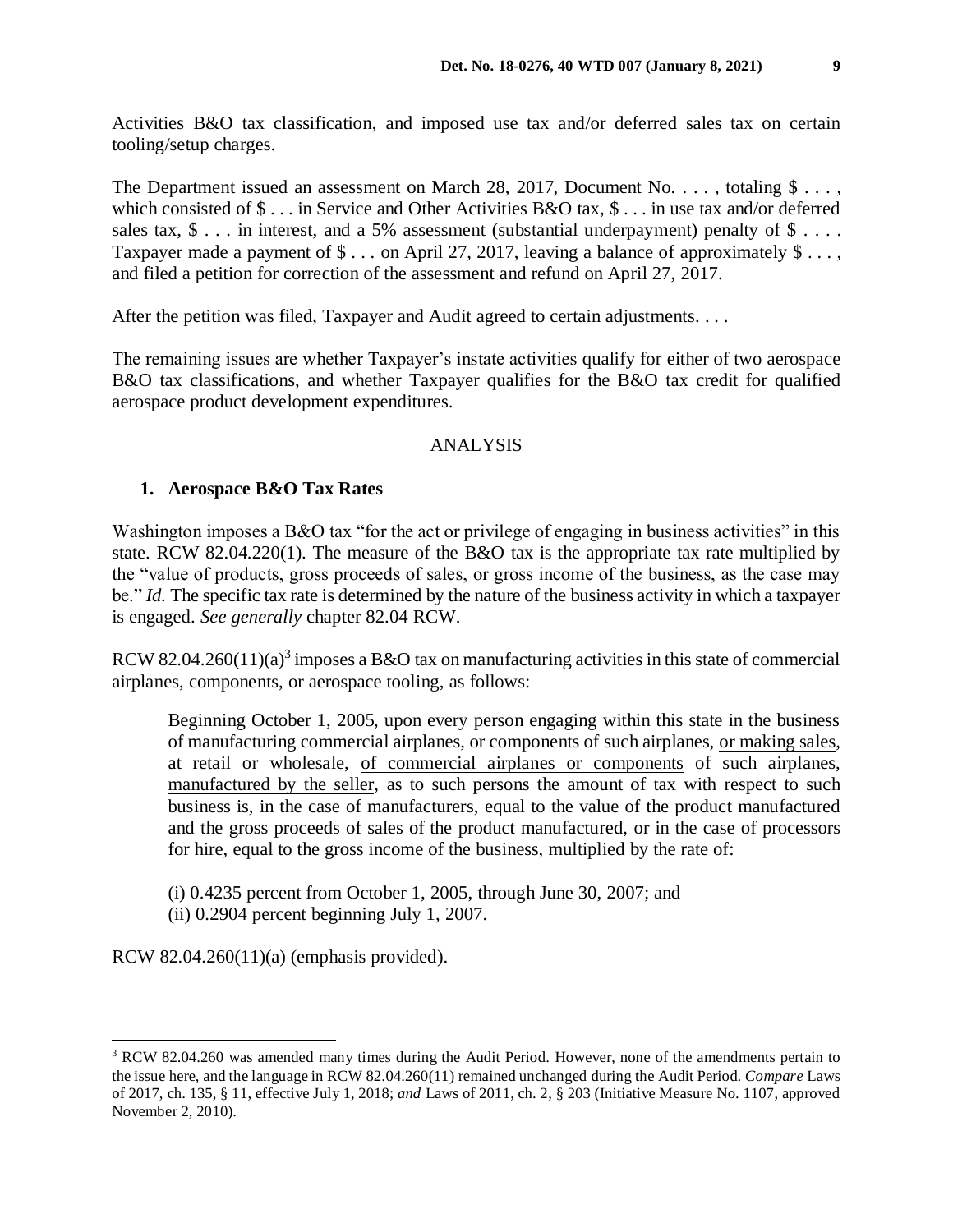Activities B&O tax classification, and imposed use tax and/or deferred sales tax on certain tooling/setup charges.

The Department issued an assessment on March 28, 2017, Document No. . . . , totaling $ . . . , which consisted of $ . . . in Service and Other Activities B&O tax, $ . . . in use tax and/or deferred sales tax, $ . . . in interest, and a 5% assessment (substantial underpayment) penalty of $ . . . . Taxpayer made a payment of $ . . . on April 27, 2017, leaving a balance of approximately $ . . . , and filed a petition for correction of the assessment and refund on April 27, 2017.

After the petition was filed, Taxpayer and Audit agreed to certain adjustments. . . .

The remaining issues are whether Taxpayer's instate activities qualify for either of two aerospace B&O tax classifications, and whether Taxpayer qualifies for the B&O tax credit for qualified aerospace product development expenditures.

## ANALYSIS

### 1. Aerospace B&O Tax Rates

Washington imposes a B&O tax "for the act or privilege of engaging in business activities" in this state. RCW 82.04.220(1). The measure of the B&O tax is the appropriate tax rate multiplied by the "value of products, gross proceeds of sales, or gross income of the business, as the case may be." *Id.* The specific tax rate is determined by the nature of the business activity in which a taxpayer is engaged. *See generally* chapter 82.04 RCW.

RCW 82.04.260(11)(a)[3] imposes a B&O tax on manufacturing activities in this state of commercial airplanes, components, or aerospace tooling, as follows:

> Beginning October 1, 2005, upon every person engaging within this state in the business of manufacturing commercial airplanes, or components of such airplanes, <u>or making sales</u>, at retail or wholesale, <u>of commercial airplanes or components</u> of such airplanes, <u>manufactured by the seller</u>, as to such persons the amount of tax with respect to such business is, in the case of manufacturers, equal to the value of the product manufactured and the gross proceeds of sales of the product manufactured, or in the case of processors for hire, equal to the gross income of the business, multiplied by the rate of:
>
> (i) 0.4235 percent from October 1, 2005, through June 30, 2007; and
> (ii) 0.2904 percent beginning July 1, 2007.

RCW 82.04.260(11)(a) (emphasis provided).

---

[3] RCW 82.04.260 was amended many times during the Audit Period. However, none of the amendments pertain to the issue here, and the language in RCW 82.04.260(11) remained unchanged during the Audit Period. *Compare* Laws of 2017, ch. 135, § 11, effective July 1, 2018; *and* Laws of 2011, ch. 2, § 203 (Initiative Measure No. 1107, approved November 2, 2010).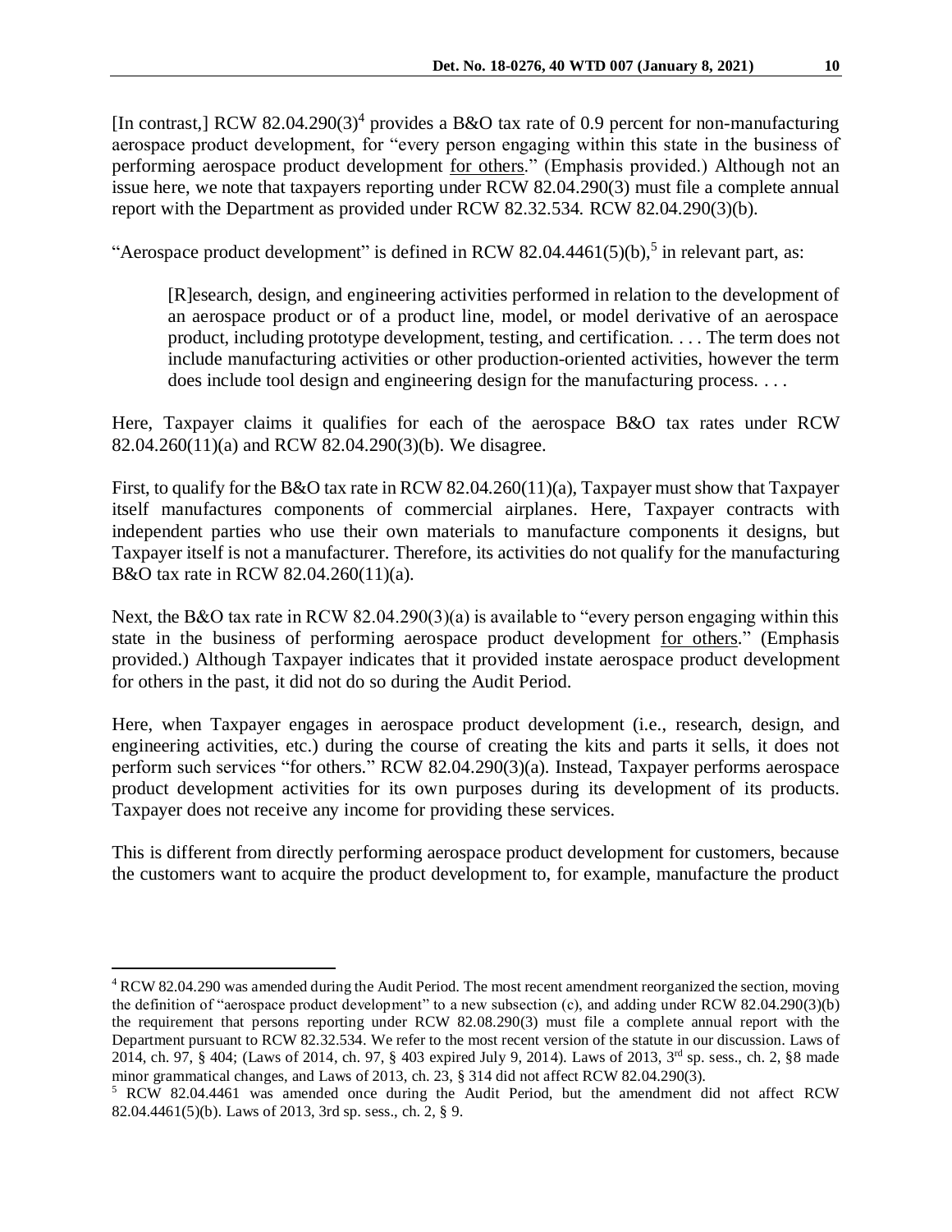[In contrast,] RCW 82.04.290(3)[4] provides a B&O tax rate of 0.9 percent for non-manufacturing aerospace product development, for "every person engaging within this state in the business of performing aerospace product development <u>for others</u>." (Emphasis provided.) Although not an issue here, we note that taxpayers reporting under RCW 82.04.290(3) must file a complete annual report with the Department as provided under RCW 82.32.534. RCW 82.04.290(3)(b).

"Aerospace product development" is defined in RCW 82.04.4461(5)(b),[5] in relevant part, as:

> [R]esearch, design, and engineering activities performed in relation to the development of an aerospace product or of a product line, model, or model derivative of an aerospace product, including prototype development, testing, and certification. . . . The term does not include manufacturing activities or other production-oriented activities, however the term does include tool design and engineering design for the manufacturing process. . . .

Here, Taxpayer claims it qualifies for each of the aerospace B&O tax rates under RCW 82.04.260(11)(a) and RCW 82.04.290(3)(b). We disagree.

First, to qualify for the B&O tax rate in RCW 82.04.260(11)(a), Taxpayer must show that Taxpayer itself manufactures components of commercial airplanes. Here, Taxpayer contracts with independent parties who use their own materials to manufacture components it designs, but Taxpayer itself is not a manufacturer. Therefore, its activities do not qualify for the manufacturing B&O tax rate in RCW 82.04.260(11)(a).

Next, the B&O tax rate in RCW 82.04.290(3)(a) is available to "every person engaging within this state in the business of performing aerospace product development <u>for others</u>." (Emphasis provided.) Although Taxpayer indicates that it provided instate aerospace product development for others in the past, it did not do so during the Audit Period.

Here, when Taxpayer engages in aerospace product development (i.e., research, design, and engineering activities, etc.) during the course of creating the kits and parts it sells, it does not perform such services "for others." RCW 82.04.290(3)(a). Instead, Taxpayer performs aerospace product development activities for its own purposes during its development of its products. Taxpayer does not receive any income for providing these services.

This is different from directly performing aerospace product development for customers, because the customers want to acquire the product development to, for example, manufacture the product

---

[4] RCW 82.04.290 was amended during the Audit Period. The most recent amendment reorganized the section, moving the definition of "aerospace product development" to a new subsection (c), and adding under RCW 82.04.290(3)(b) the requirement that persons reporting under RCW 82.08.290(3) must file a complete annual report with the Department pursuant to RCW 82.32.534. We refer to the most recent version of the statute in our discussion. Laws of 2014, ch. 97, § 404; (Laws of 2014, ch. 97, § 403 expired July 9, 2014). Laws of 2013, 3rd sp. sess., ch. 2, §8 made minor grammatical changes, and Laws of 2013, ch. 23, § 314 did not affect RCW 82.04.290(3).

[5] RCW 82.04.4461 was amended once during the Audit Period, but the amendment did not affect RCW 82.04.4461(5)(b). Laws of 2013, 3rd sp. sess., ch. 2, § 9.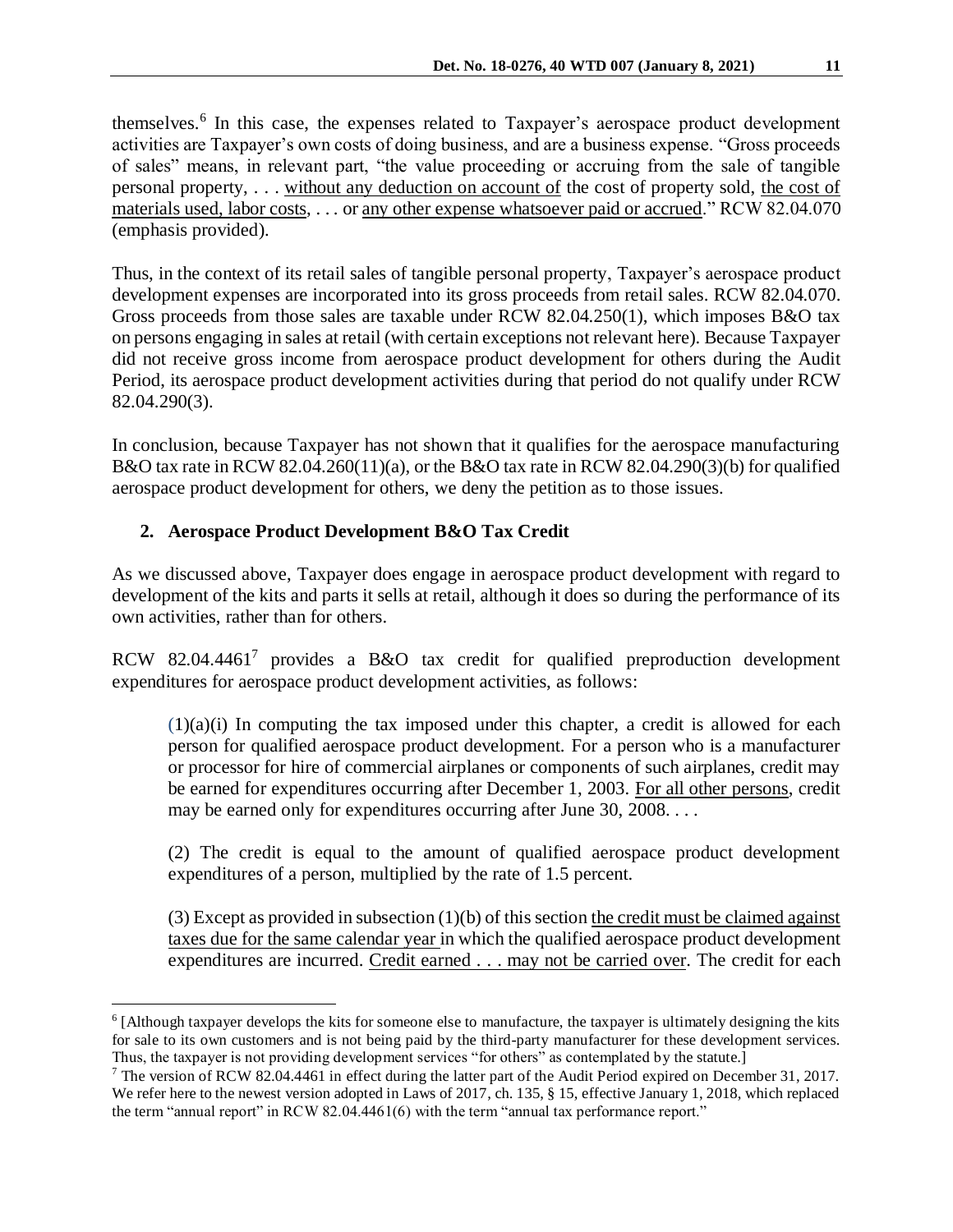themselves.[6] In this case, the expenses related to Taxpayer's aerospace product development activities are Taxpayer's own costs of doing business, and are a business expense. "Gross proceeds of sales" means, in relevant part, "the value proceeding or accruing from the sale of tangible personal property, . . . without any deduction on account of the cost of property sold, the cost of materials used, labor costs, . . . or any other expense whatsoever paid or accrued." RCW 82.04.070 (emphasis provided).

Thus, in the context of its retail sales of tangible personal property, Taxpayer's aerospace product development expenses are incorporated into its gross proceeds from retail sales. RCW 82.04.070. Gross proceeds from those sales are taxable under RCW 82.04.250(1), which imposes B&O tax on persons engaging in sales at retail (with certain exceptions not relevant here). Because Taxpayer did not receive gross income from aerospace product development for others during the Audit Period, its aerospace product development activities during that period do not qualify under RCW 82.04.290(3).

In conclusion, because Taxpayer has not shown that it qualifies for the aerospace manufacturing B&O tax rate in RCW 82.04.260(11)(a), or the B&O tax rate in RCW 82.04.290(3)(b) for qualified aerospace product development for others, we deny the petition as to those issues.

## 2. Aerospace Product Development B&O Tax Credit

As we discussed above, Taxpayer does engage in aerospace product development with regard to development of the kits and parts it sells at retail, although it does so during the performance of its own activities, rather than for others.

RCW 82.04.4461[7] provides a B&O tax credit for qualified preproduction development expenditures for aerospace product development activities, as follows:

> (1)(a)(i) In computing the tax imposed under this chapter, a credit is allowed for each person for qualified aerospace product development. For a person who is a manufacturer or processor for hire of commercial airplanes or components of such airplanes, credit may be earned for expenditures occurring after December 1, 2003. For all other persons, credit may be earned only for expenditures occurring after June 30, 2008. . . .
>
> (2) The credit is equal to the amount of qualified aerospace product development expenditures of a person, multiplied by the rate of 1.5 percent.
>
> (3) Except as provided in subsection (1)(b) of this section the credit must be claimed against taxes due for the same calendar year in which the qualified aerospace product development expenditures are incurred. Credit earned . . . may not be carried over. The credit for each

---

[6] [Although taxpayer develops the kits for someone else to manufacture, the taxpayer is ultimately designing the kits for sale to its own customers and is not being paid by the third-party manufacturer for these development services. Thus, the taxpayer is not providing development services "for others" as contemplated by the statute.]

[7] The version of RCW 82.04.4461 in effect during the latter part of the Audit Period expired on December 31, 2017. We refer here to the newest version adopted in Laws of 2017, ch. 135, § 15, effective January 1, 2018, which replaced the term "annual report" in RCW 82.04.4461(6) with the term "annual tax performance report."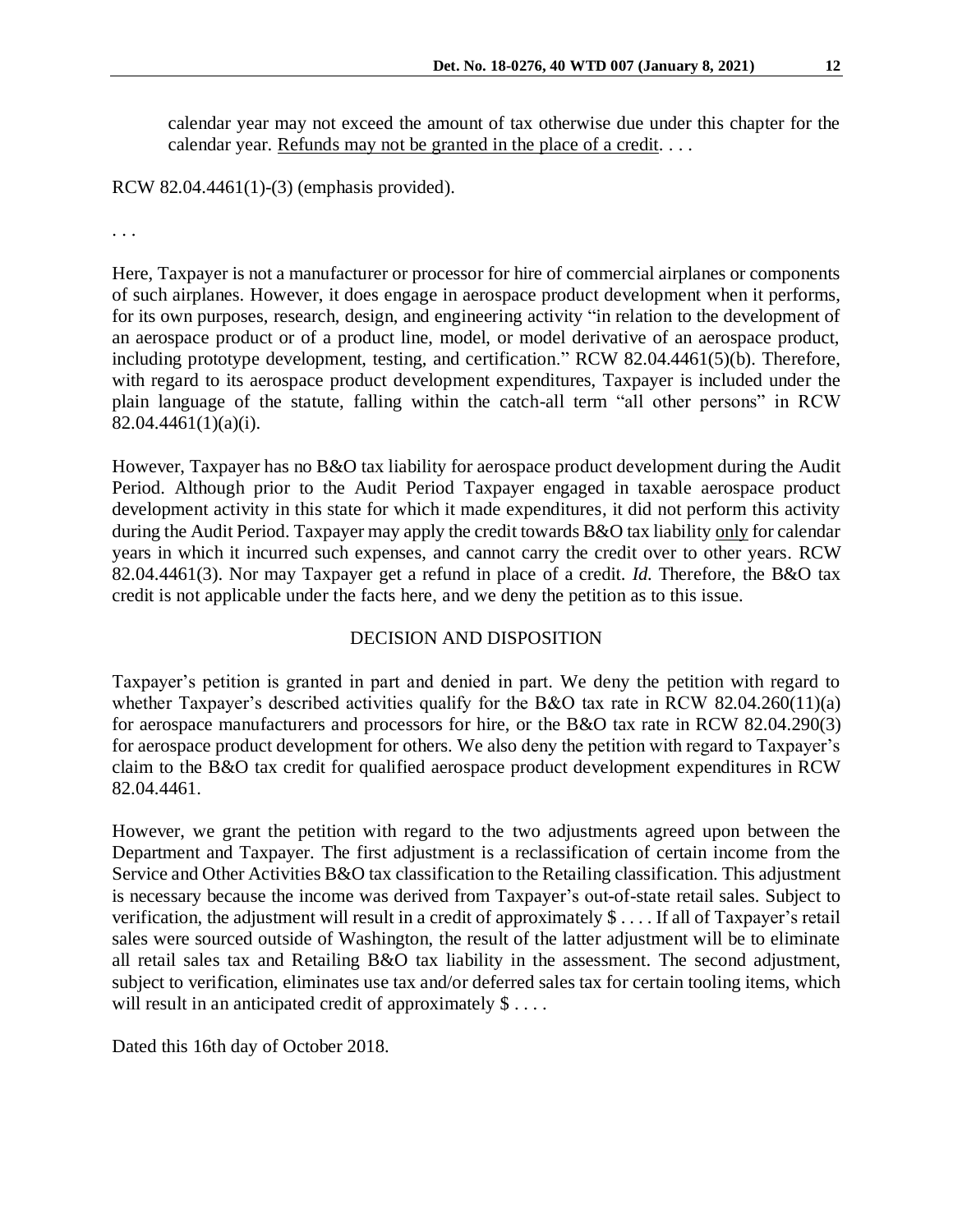calendar year may not exceed the amount of tax otherwise due under this chapter for the calendar year. Refunds may not be granted in the place of a credit. . . .

RCW 82.04.4461(1)-(3) (emphasis provided).

. . .

Here, Taxpayer is not a manufacturer or processor for hire of commercial airplanes or components of such airplanes. However, it does engage in aerospace product development when it performs, for its own purposes, research, design, and engineering activity "in relation to the development of an aerospace product or of a product line, model, or model derivative of an aerospace product, including prototype development, testing, and certification." RCW 82.04.4461(5)(b). Therefore, with regard to its aerospace product development expenditures, Taxpayer is included under the plain language of the statute, falling within the catch-all term "all other persons" in RCW 82.04.4461(1)(a)(i).

However, Taxpayer has no B&O tax liability for aerospace product development during the Audit Period. Although prior to the Audit Period Taxpayer engaged in taxable aerospace product development activity in this state for which it made expenditures, it did not perform this activity during the Audit Period. Taxpayer may apply the credit towards B&O tax liability only for calendar years in which it incurred such expenses, and cannot carry the credit over to other years. RCW 82.04.4461(3). Nor may Taxpayer get a refund in place of a credit. *Id.* Therefore, the B&O tax credit is not applicable under the facts here, and we deny the petition as to this issue.

## DECISION AND DISPOSITION

Taxpayer's petition is granted in part and denied in part. We deny the petition with regard to whether Taxpayer's described activities qualify for the B&O tax rate in RCW 82.04.260(11)(a) for aerospace manufacturers and processors for hire, or the B&O tax rate in RCW 82.04.290(3) for aerospace product development for others. We also deny the petition with regard to Taxpayer's claim to the B&O tax credit for qualified aerospace product development expenditures in RCW 82.04.4461.

However, we grant the petition with regard to the two adjustments agreed upon between the Department and Taxpayer. The first adjustment is a reclassification of certain income from the Service and Other Activities B&O tax classification to the Retailing classification. This adjustment is necessary because the income was derived from Taxpayer's out-of-state retail sales. Subject to verification, the adjustment will result in a credit of approximately $ . . . . If all of Taxpayer's retail sales were sourced outside of Washington, the result of the latter adjustment will be to eliminate all retail sales tax and Retailing B&O tax liability in the assessment. The second adjustment, subject to verification, eliminates use tax and/or deferred sales tax for certain tooling items, which will result in an anticipated credit of approximately $ . . . .

Dated this 16th day of October 2018.